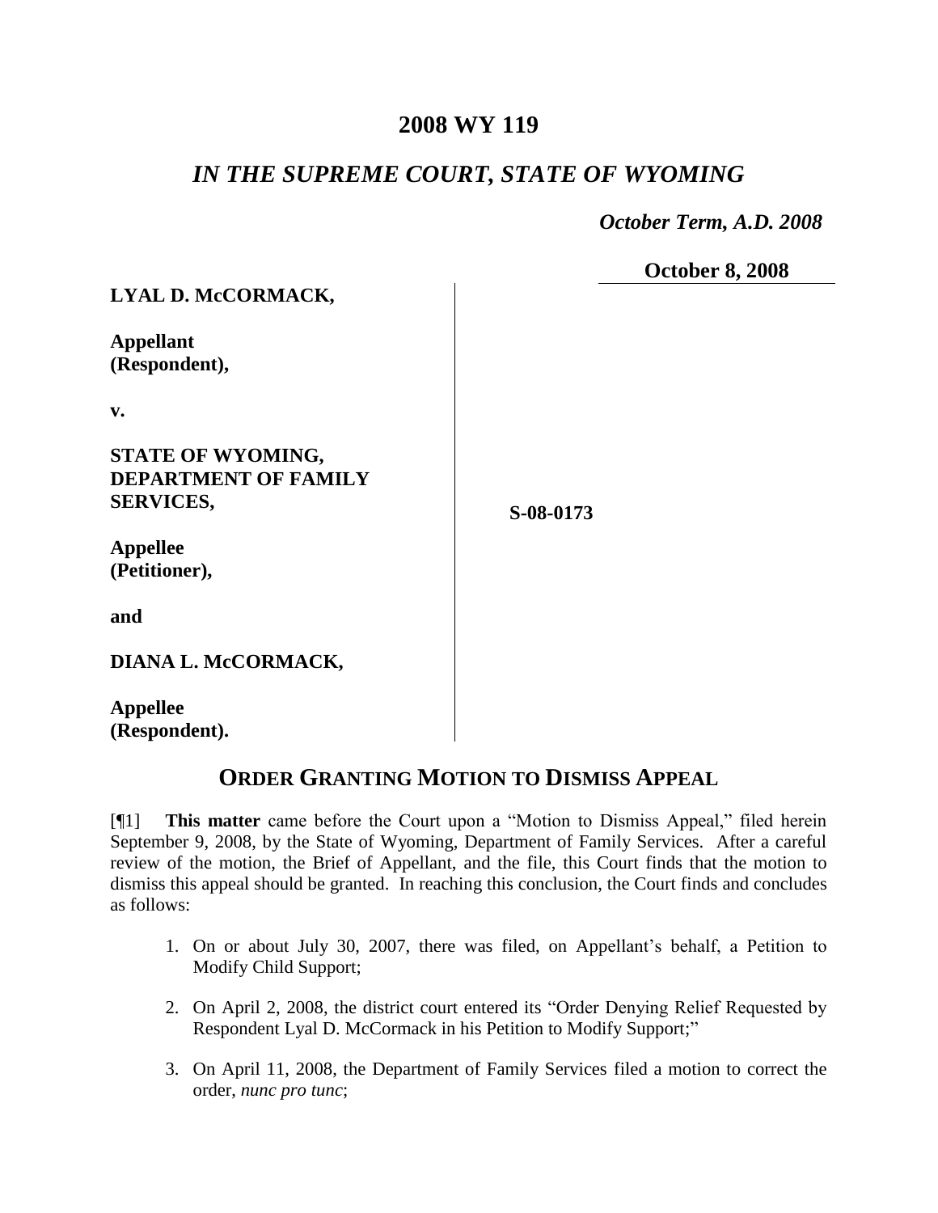# 2008 WY 119

## *IN THE SUPREME COURT, STATE OF WYOMING*

*October Term, A.D. 2008*

**October 8, 2008**

**LYAL D. McCORMACK,**

**Appellant (Respondent),**

**v.**

**STATE OF WYOMING, DEPARTMENT OF FAMILY SERVICES,**

**Appellee (Petitioner),**

**and**

**DIANA L. McCORMACK,**

**Appellee (Respondent).**

**S-08-0173**

## ORDER GRANTING MOTION TO DISMISS APPEAL

[¶1] **This matter** came before the Court upon a "Motion to Dismiss Appeal," filed herein September 9, 2008, by the State of Wyoming, Department of Family Services. After a careful review of the motion, the Brief of Appellant, and the file, this Court finds that the motion to dismiss this appeal should be granted. In reaching this conclusion, the Court finds and concludes as follows:

1. On or about July 30, 2007, there was filed, on Appellant's behalf, a Petition to Modify Child Support;
2. On April 2, 2008, the district court entered its "Order Denying Relief Requested by Respondent Lyal D. McCormack in his Petition to Modify Support;"
3. On April 11, 2008, the Department of Family Services filed a motion to correct the order, *nunc pro tunc*;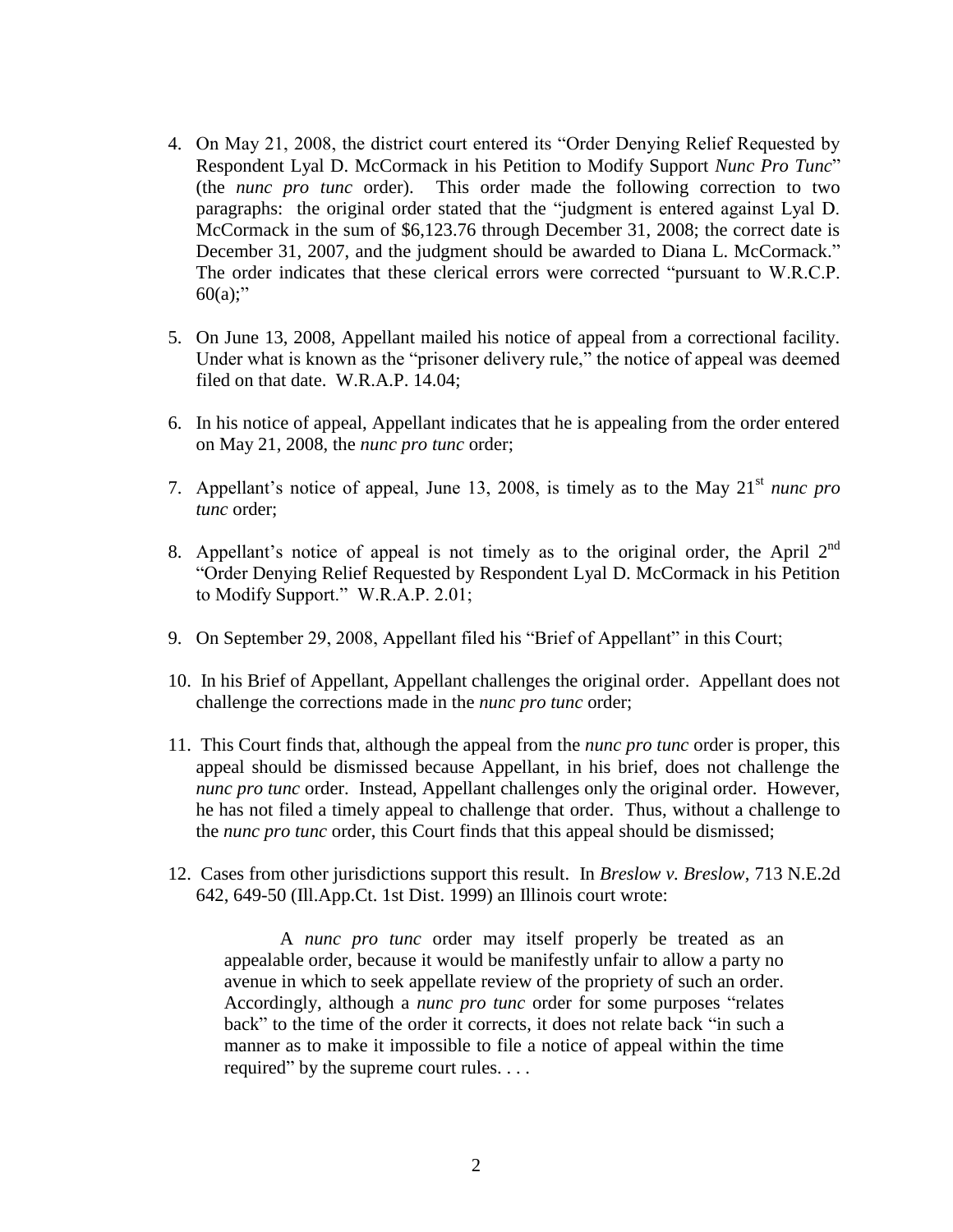4. On May 21, 2008, the district court entered its "Order Denying Relief Requested by Respondent Lyal D. McCormack in his Petition to Modify Support *Nunc Pro Tunc*" (the *nunc pro tunc* order). This order made the following correction to two paragraphs: the original order stated that the "judgment is entered against Lyal D. McCormack in the sum of $6,123.76 through December 31, 2008; the correct date is December 31, 2007, and the judgment should be awarded to Diana L. McCormack." The order indicates that these clerical errors were corrected "pursuant to W.R.C.P. 60(a);"

5. On June 13, 2008, Appellant mailed his notice of appeal from a correctional facility. Under what is known as the "prisoner delivery rule," the notice of appeal was deemed filed on that date. W.R.A.P. 14.04;

6. In his notice of appeal, Appellant indicates that he is appealing from the order entered on May 21, 2008, the *nunc pro tunc* order;

7. Appellant's notice of appeal, June 13, 2008, is timely as to the May 21st *nunc pro tunc* order;

8. Appellant's notice of appeal is not timely as to the original order, the April 2nd "Order Denying Relief Requested by Respondent Lyal D. McCormack in his Petition to Modify Support." W.R.A.P. 2.01;

9. On September 29, 2008, Appellant filed his "Brief of Appellant" in this Court;

10. In his Brief of Appellant, Appellant challenges the original order. Appellant does not challenge the corrections made in the *nunc pro tunc* order;

11. This Court finds that, although the appeal from the *nunc pro tunc* order is proper, this appeal should be dismissed because Appellant, in his brief, does not challenge the *nunc pro tunc* order. Instead, Appellant challenges only the original order. However, he has not filed a timely appeal to challenge that order. Thus, without a challenge to the *nunc pro tunc* order, this Court finds that this appeal should be dismissed;

12. Cases from other jurisdictions support this result. In *Breslow v. Breslow*, 713 N.E.2d 642, 649-50 (Ill.App.Ct. 1st Dist. 1999) an Illinois court wrote:

> A *nunc pro tunc* order may itself properly be treated as an appealable order, because it would be manifestly unfair to allow a party no avenue in which to seek appellate review of the propriety of such an order. Accordingly, although a *nunc pro tunc* order for some purposes "relates back" to the time of the order it corrects, it does not relate back "in such a manner as to make it impossible to file a notice of appeal within the time required" by the supreme court rules. . . .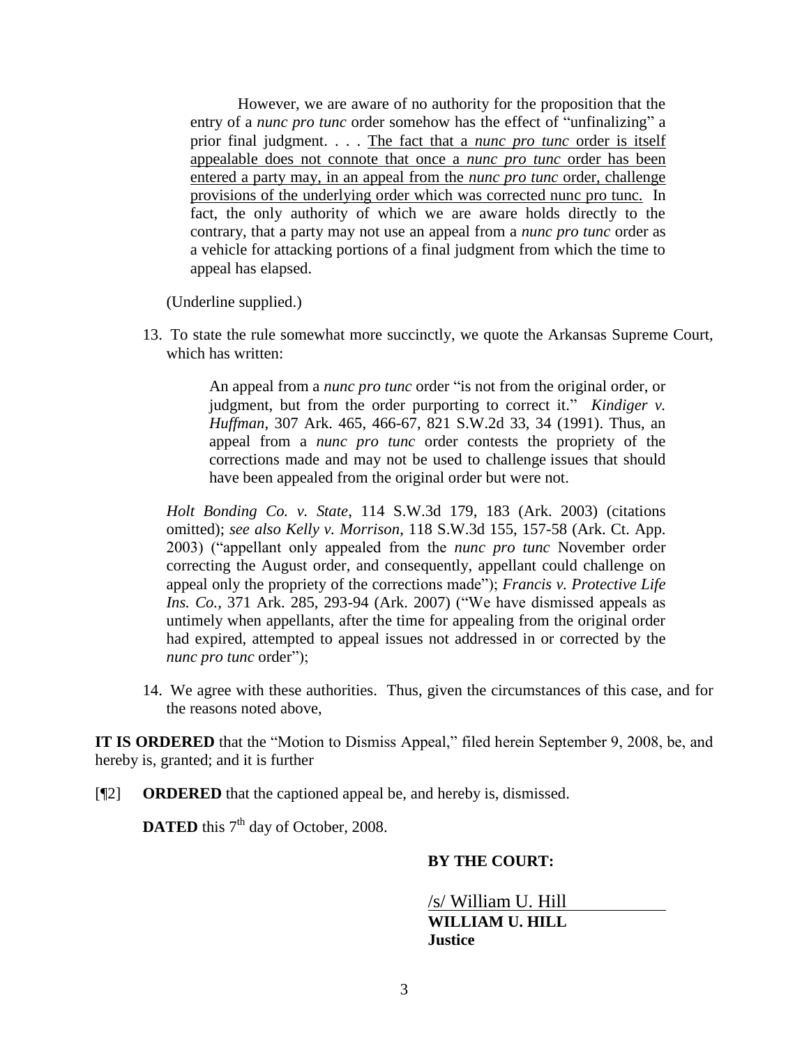> However, we are aware of no authority for the proposition that the entry of a *nunc pro tunc* order somehow has the effect of "unfinalizing" a prior final judgment. . . . <u>The fact that a *nunc pro tunc* order is itself appealable does not connote that once a *nunc pro tunc* order has been entered a party may, in an appeal from the *nunc pro tunc* order, challenge provisions of the underlying order which was corrected nunc pro tunc.</u> In fact, the only authority of which we are aware holds directly to the contrary, that a party may not use an appeal from a *nunc pro tunc* order as a vehicle for attacking portions of a final judgment from which the time to appeal has elapsed.

(Underline supplied.)

13. To state the rule somewhat more succinctly, we quote the Arkansas Supreme Court, which has written:

> An appeal from a *nunc pro tunc* order "is not from the original order, or judgment, but from the order purporting to correct it." *Kindiger v. Huffman*, 307 Ark. 465, 466-67, 821 S.W.2d 33, 34 (1991). Thus, an appeal from a *nunc pro tunc* order contests the propriety of the corrections made and may not be used to challenge issues that should have been appealed from the original order but were not.

*Holt Bonding Co. v. State*, 114 S.W.3d 179, 183 (Ark. 2003) (citations omitted); *see also Kelly v. Morrison*, 118 S.W.3d 155, 157-58 (Ark. Ct. App. 2003) ("appellant only appealed from the *nunc pro tunc* November order correcting the August order, and consequently, appellant could challenge on appeal only the propriety of the corrections made"); *Francis v. Protective Life Ins. Co.*, 371 Ark. 285, 293-94 (Ark. 2007) ("We have dismissed appeals as untimely when appellants, after the time for appealing from the original order had expired, attempted to appeal issues not addressed in or corrected by the *nunc pro tunc* order");

14. We agree with these authorities. Thus, given the circumstances of this case, and for the reasons noted above,

**IT IS ORDERED** that the "Motion to Dismiss Appeal," filed herein September 9, 2008, be, and hereby is, granted; and it is further

[¶2] **ORDERED** that the captioned appeal be, and hereby is, dismissed.

**DATED** this 7th day of October, 2008.

**BY THE COURT:**

/s/ William U. Hill
**WILLIAM U. HILL**
**Justice**